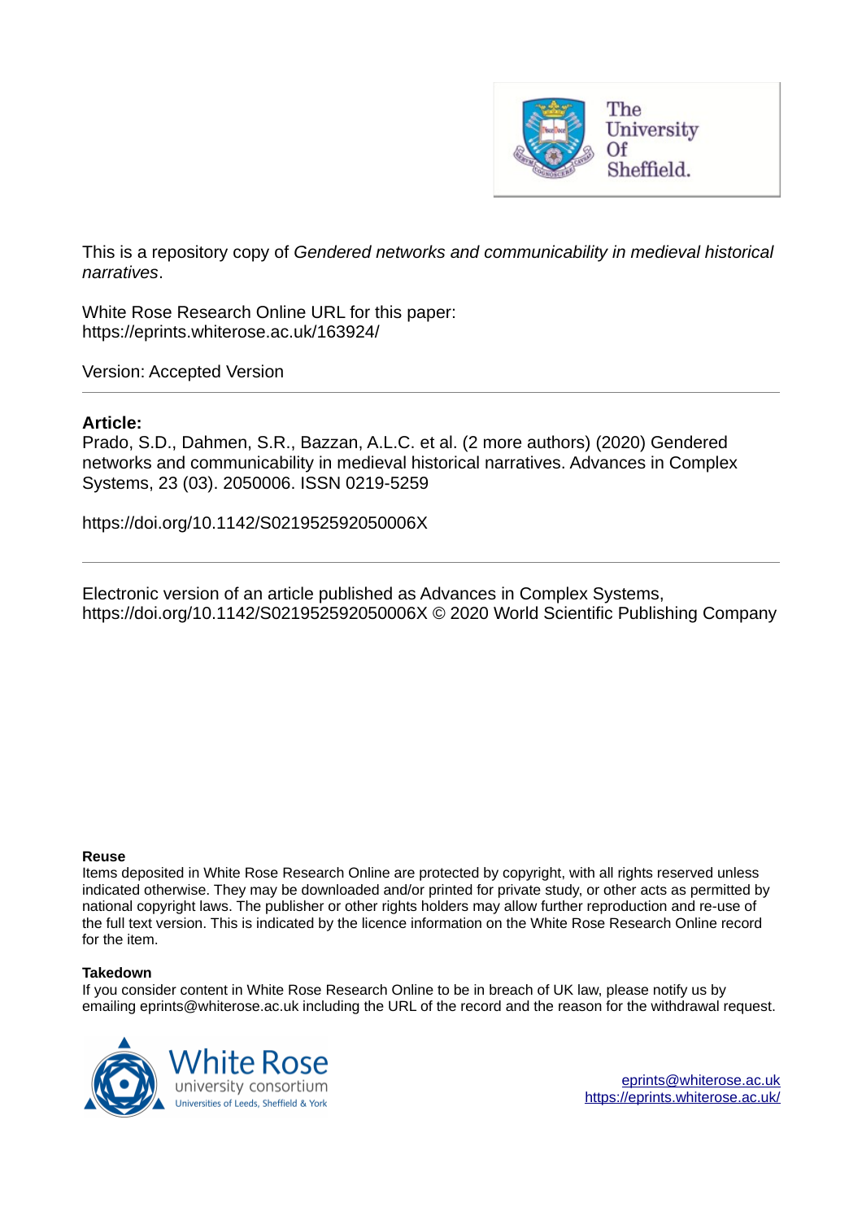This is a repository copy of *Gendered networks and communicability in medieval historical narratives*.

White Rose Research Online URL for this paper:
https://eprints.whiterose.ac.uk/163924/

Version: Accepted Version

**Article:**

Prado, S.D., Dahmen, S.R., Bazzan, A.L.C. et al. (2 more authors) (2020) Gendered networks and communicability in medieval historical narratives. Advances in Complex Systems, 23 (03). 2050006. ISSN 0219-5259

https://doi.org/10.1142/S021952592050006X

Electronic version of an article published as Advances in Complex Systems, https://doi.org/10.1142/S021952592050006X © 2020 World Scientific Publishing Company

**Reuse**

Items deposited in White Rose Research Online are protected by copyright, with all rights reserved unless indicated otherwise. They may be downloaded and/or printed for private study, or other acts as permitted by national copyright laws. The publisher or other rights holders may allow further reproduction and re-use of the full text version. This is indicated by the licence information on the White Rose Research Online record for the item.

**Takedown**

If you consider content in White Rose Research Online to be in breach of UK law, please notify us by emailing eprints@whiterose.ac.uk including the URL of the record and the reason for the withdrawal request.

eprints@whiterose.ac.uk
https://eprints.whiterose.ac.uk/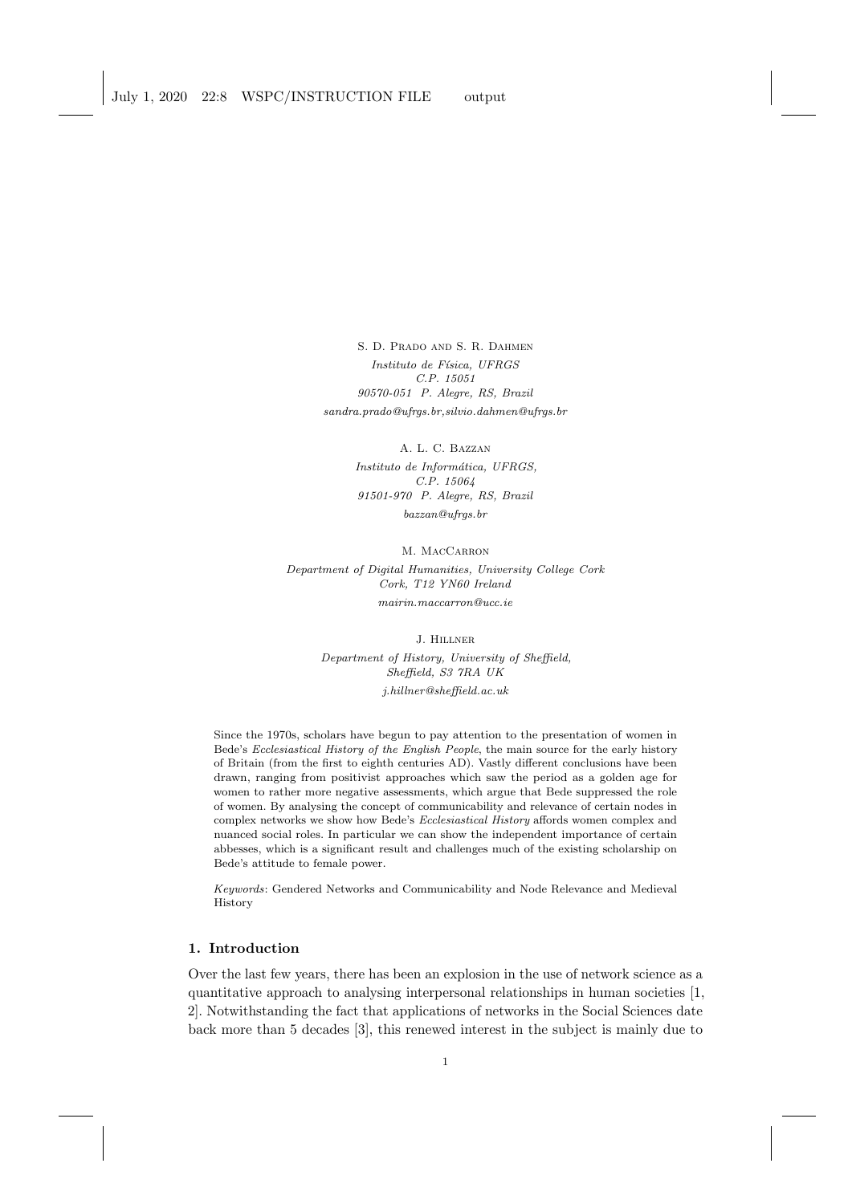S. D. Prado and S. R. Dahmen

*Instituto de Física, UFRGS*
*C.P. 15051*
*90570-051 P. Alegre, RS, Brazil*
*sandra.prado@ufrgs.br,silvio.dahmen@ufrgs.br*

A. L. C. Bazzan

*Instituto de Informática, UFRGS,*
*C.P. 15064*
*91501-970 P. Alegre, RS, Brazil*
*bazzan@ufrgs.br*

M. MacCarron

*Department of Digital Humanities, University College Cork*
*Cork, T12 YN60 Ireland*
*mairin.maccarron@ucc.ie*

J. Hillner

*Department of History, University of Sheffield,*
*Sheffield, S3 7RA UK*
*j.hillner@sheffield.ac.uk*

Since the 1970s, scholars have begun to pay attention to the presentation of women in Bede's *Ecclesiastical History of the English People*, the main source for the early history of Britain (from the first to eighth centuries AD). Vastly different conclusions have been drawn, ranging from positivist approaches which saw the period as a golden age for women to rather more negative assessments, which argue that Bede suppressed the role of women. By analysing the concept of communicability and relevance of certain nodes in complex networks we show how Bede's *Ecclesiastical History* affords women complex and nuanced social roles. In particular we can show the independent importance of certain abbesses, which is a significant result and challenges much of the existing scholarship on Bede's attitude to female power.

*Keywords*: Gendered Networks and Communicability and Node Relevance and Medieval History

## 1. Introduction

Over the last few years, there has been an explosion in the use of network science as a quantitative approach to analysing interpersonal relationships in human societies [1, 2]. Notwithstanding the fact that applications of networks in the Social Sciences date back more than 5 decades [3], this renewed interest in the subject is mainly due to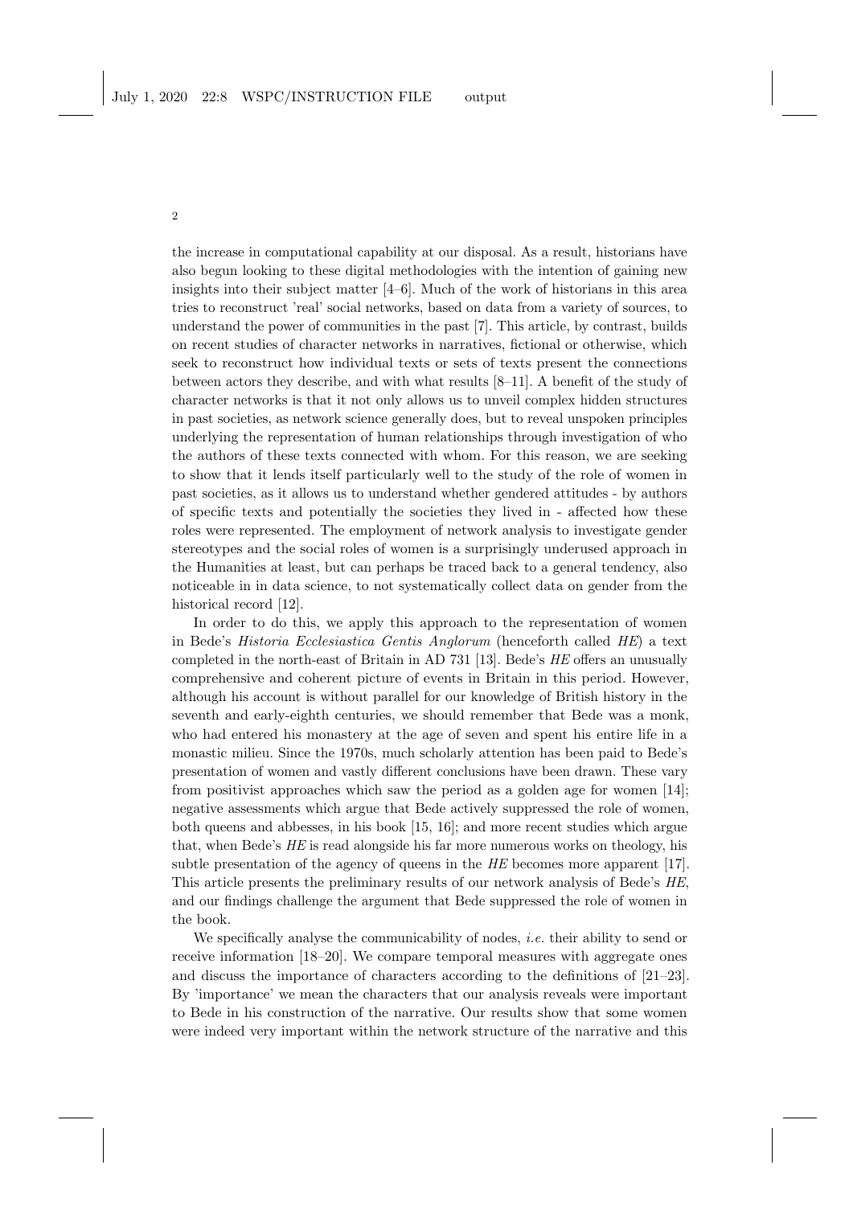the increase in computational capability at our disposal. As a result, historians have also begun looking to these digital methodologies with the intention of gaining new insights into their subject matter [4–6]. Much of the work of historians in this area tries to reconstruct 'real' social networks, based on data from a variety of sources, to understand the power of communities in the past [7]. This article, by contrast, builds on recent studies of character networks in narratives, fictional or otherwise, which seek to reconstruct how individual texts or sets of texts present the connections between actors they describe, and with what results [8–11]. A benefit of the study of character networks is that it not only allows us to unveil complex hidden structures in past societies, as network science generally does, but to reveal unspoken principles underlying the representation of human relationships through investigation of who the authors of these texts connected with whom. For this reason, we are seeking to show that it lends itself particularly well to the study of the role of women in past societies, as it allows us to understand whether gendered attitudes - by authors of specific texts and potentially the societies they lived in - affected how these roles were represented. The employment of network analysis to investigate gender stereotypes and the social roles of women is a surprisingly underused approach in the Humanities at least, but can perhaps be traced back to a general tendency, also noticeable in in data science, to not systematically collect data on gender from the historical record [12].

In order to do this, we apply this approach to the representation of women in Bede's *Historia Ecclesiastica Gentis Anglorum* (henceforth called *HE*) a text completed in the north-east of Britain in AD 731 [13]. Bede's *HE* offers an unusually comprehensive and coherent picture of events in Britain in this period. However, although his account is without parallel for our knowledge of British history in the seventh and early-eighth centuries, we should remember that Bede was a monk, who had entered his monastery at the age of seven and spent his entire life in a monastic milieu. Since the 1970s, much scholarly attention has been paid to Bede's presentation of women and vastly different conclusions have been drawn. These vary from positivist approaches which saw the period as a golden age for women [14]; negative assessments which argue that Bede actively suppressed the role of women, both queens and abbesses, in his book [15, 16]; and more recent studies which argue that, when Bede's *HE* is read alongside his far more numerous works on theology, his subtle presentation of the agency of queens in the *HE* becomes more apparent [17]. This article presents the preliminary results of our network analysis of Bede's *HE*, and our findings challenge the argument that Bede suppressed the role of women in the book.

We specifically analyse the communicability of nodes, *i.e.* their ability to send or receive information [18–20]. We compare temporal measures with aggregate ones and discuss the importance of characters according to the definitions of [21–23]. By 'importance' we mean the characters that our analysis reveals were important to Bede in his construction of the narrative. Our results show that some women were indeed very important within the network structure of the narrative and this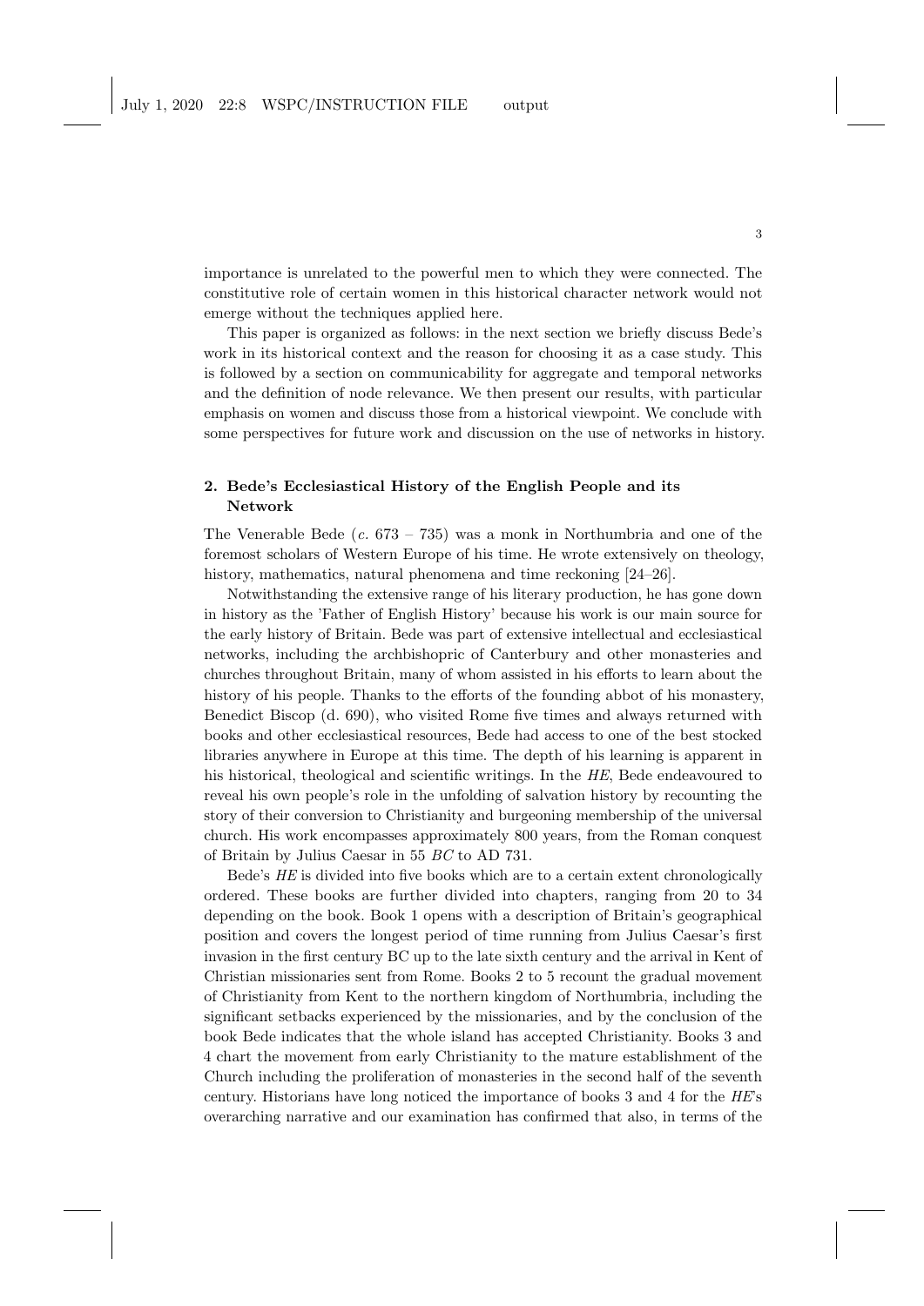importance is unrelated to the powerful men to which they were connected. The constitutive role of certain women in this historical character network would not emerge without the techniques applied here.

This paper is organized as follows: in the next section we briefly discuss Bede's work in its historical context and the reason for choosing it as a case study. This is followed by a section on communicability for aggregate and temporal networks and the definition of node relevance. We then present our results, with particular emphasis on women and discuss those from a historical viewpoint. We conclude with some perspectives for future work and discussion on the use of networks in history.

## 2. Bede's Ecclesiastical History of the English People and its Network

The Venerable Bede (*c.* 673 – 735) was a monk in Northumbria and one of the foremost scholars of Western Europe of his time. He wrote extensively on theology, history, mathematics, natural phenomena and time reckoning [24–26].

Notwithstanding the extensive range of his literary production, he has gone down in history as the 'Father of English History' because his work is our main source for the early history of Britain. Bede was part of extensive intellectual and ecclesiastical networks, including the archbishopric of Canterbury and other monasteries and churches throughout Britain, many of whom assisted in his efforts to learn about the history of his people. Thanks to the efforts of the founding abbot of his monastery, Benedict Biscop (d. 690), who visited Rome five times and always returned with books and other ecclesiastical resources, Bede had access to one of the best stocked libraries anywhere in Europe at this time. The depth of his learning is apparent in his historical, theological and scientific writings. In the *HE*, Bede endeavoured to reveal his own people's role in the unfolding of salvation history by recounting the story of their conversion to Christianity and burgeoning membership of the universal church. His work encompasses approximately 800 years, from the Roman conquest of Britain by Julius Caesar in 55 *BC* to AD 731.

Bede's *HE* is divided into five books which are to a certain extent chronologically ordered. These books are further divided into chapters, ranging from 20 to 34 depending on the book. Book 1 opens with a description of Britain's geographical position and covers the longest period of time running from Julius Caesar's first invasion in the first century BC up to the late sixth century and the arrival in Kent of Christian missionaries sent from Rome. Books 2 to 5 recount the gradual movement of Christianity from Kent to the northern kingdom of Northumbria, including the significant setbacks experienced by the missionaries, and by the conclusion of the book Bede indicates that the whole island has accepted Christianity. Books 3 and 4 chart the movement from early Christianity to the mature establishment of the Church including the proliferation of monasteries in the second half of the seventh century. Historians have long noticed the importance of books 3 and 4 for the *HE*'s overarching narrative and our examination has confirmed that also, in terms of the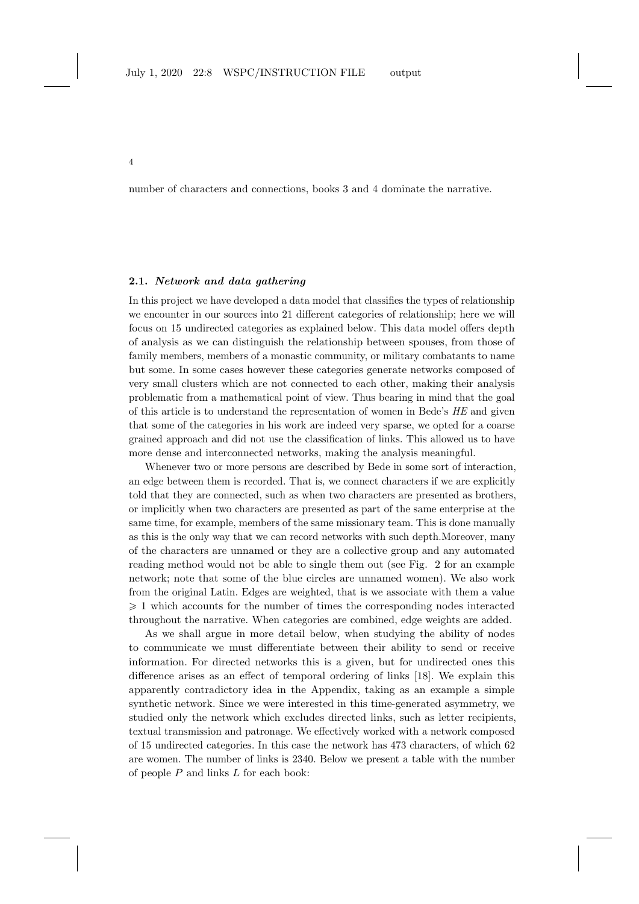number of characters and connections, books 3 and 4 dominate the narrative.

### 2.1. *Network and data gathering*

In this project we have developed a data model that classifies the types of relationship we encounter in our sources into 21 different categories of relationship; here we will focus on 15 undirected categories as explained below. This data model offers depth of analysis as we can distinguish the relationship between spouses, from those of family members, members of a monastic community, or military combatants to name but some. In some cases however these categories generate networks composed of very small clusters which are not connected to each other, making their analysis problematic from a mathematical point of view. Thus bearing in mind that the goal of this article is to understand the representation of women in Bede's *HE* and given that some of the categories in his work are indeed very sparse, we opted for a coarse grained approach and did not use the classification of links. This allowed us to have more dense and interconnected networks, making the analysis meaningful.

Whenever two or more persons are described by Bede in some sort of interaction, an edge between them is recorded. That is, we connect characters if we are explicitly told that they are connected, such as when two characters are presented as brothers, or implicitly when two characters are presented as part of the same enterprise at the same time, for example, members of the same missionary team. This is done manually as this is the only way that we can record networks with such depth.Moreover, many of the characters are unnamed or they are a collective group and any automated reading method would not be able to single them out (see Fig. 2 for an example network; note that some of the blue circles are unnamed women). We also work from the original Latin. Edges are weighted, that is we associate with them a value $\geqslant 1$ which accounts for the number of times the corresponding nodes interacted throughout the narrative. When categories are combined, edge weights are added.

As we shall argue in more detail below, when studying the ability of nodes to communicate we must differentiate between their ability to send or receive information. For directed networks this is a given, but for undirected ones this difference arises as an effect of temporal ordering of links [18]. We explain this apparently contradictory idea in the Appendix, taking as an example a simple synthetic network. Since we were interested in this time-generated asymmetry, we studied only the network which excludes directed links, such as letter recipients, textual transmission and patronage. We effectively worked with a network composed of 15 undirected categories. In this case the network has 473 characters, of which 62 are women. The number of links is 2340. Below we present a table with the number of people $P$ and links $L$ for each book: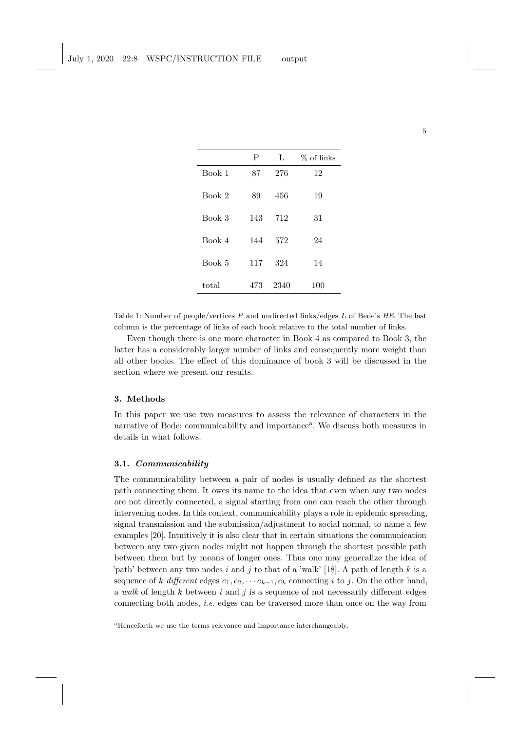|  | P | L | % of links |
|---|---|---|---|
| Book 1 | 87 | 276 | 12 |
| Book 2 | 89 | 456 | 19 |
| Book 3 | 143 | 712 | 31 |
| Book 4 | 144 | 572 | 24 |
| Book 5 | 117 | 324 | 14 |
| total | 473 | 2340 | 100 |

Table 1: Number of people/vertices $P$ and undirected links/edges $L$ of Bede's *HE*. The last column is the percentage of links of each book relative to the total number of links.

Even though there is one more character in Book 4 as compared to Book 3, the latter has a considerably larger number of links and consequently more weight than all other books. The effect of this dominance of book 3 will be discussed in the section where we present our results.

## 3. Methods

In this paper we use two measures to assess the relevance of characters in the narrative of Bede: communicability and importance[a]. We discuss both measures in details in what follows.

### 3.1. *Communicability*

The communicability between a pair of nodes is usually defined as the shortest path connecting them. It owes its name to the idea that even when any two nodes are not directly connected, a signal starting from one can reach the other through intervening nodes. In this context, communicability plays a role in epidemic spreading, signal transmission and the submission/adjustment to social normal, to name a few examples [20]. Intuitively it is also clear that in certain situations the communication between any two given nodes might not happen through the shortest possible path between them but by means of longer ones. Thus one may generalize the idea of 'path' between any two nodes $i$ and $j$ to that of a 'walk' [18]. A path of length $k$ is a sequence of $k$ *different* edges $e_1, e_2, \cdots e_{k-1}, e_k$ connecting $i$ to $j$. On the other hand, a *walk* of length $k$ between $i$ and $j$ is a sequence of not necessarily different edges connecting both nodes, *i.e.* edges can be traversed more than once on the way from

[a] Henceforth we use the terms relevance and importance interchangeably.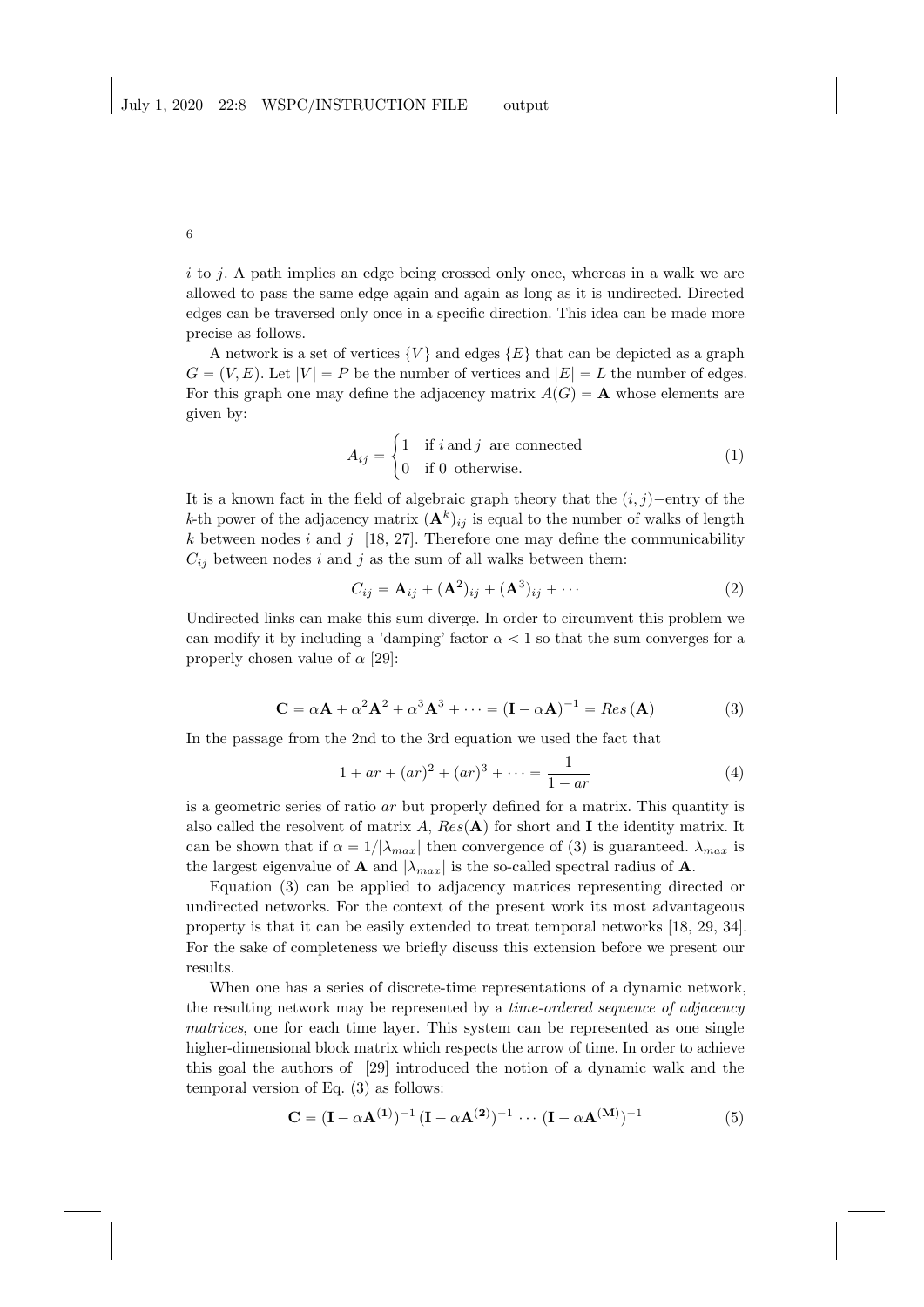$i$ to $j$. A path implies an edge being crossed only once, whereas in a walk we are allowed to pass the same edge again and again as long as it is undirected. Directed edges can be traversed only once in a specific direction. This idea can be made more precise as follows.

A network is a set of vertices $\{V\}$ and edges $\{E\}$ that can be depicted as a graph $G = (V, E)$. Let $|V| = P$ be the number of vertices and $|E| = L$ the number of edges. For this graph one may define the adjacency matrix $A(G) = \mathbf{A}$ whose elements are given by:

$$A_{ij} = \begin{cases} 1 & \text{if } i \, \text{and} \, j \text{ are connected} \\ 0 & \text{if 0 otherwise.} \end{cases} \tag{1}$$

It is a known fact in the field of algebraic graph theory that the $(i, j)-$entry of the $k$-th power of the adjacency matrix $(\mathbf{A}^k)_{ij}$ is equal to the number of walks of length $k$ between nodes $i$ and $j$ [18, 27]. Therefore one may define the communicability $C_{ij}$ between nodes $i$ and $j$ as the sum of all walks between them:

$$C_{ij} = \mathbf{A}_{ij} + (\mathbf{A}^2)_{ij} + (\mathbf{A}^3)_{ij} + \cdots \tag{2}$$

Undirected links can make this sum diverge. In order to circumvent this problem we can modify it by including a 'damping' factor $\alpha < 1$ so that the sum converges for a properly chosen value of $\alpha$ [29]:

$$\mathbf{C} = \alpha\mathbf{A} + \alpha^2\mathbf{A}^2 + \alpha^3\mathbf{A}^3 + \cdots = (\mathbf{I} - \alpha\mathbf{A})^{-1} = Res\,(\mathbf{A}) \tag{3}$$

In the passage from the 2nd to the 3rd equation we used the fact that

$$1 + ar + (ar)^2 + (ar)^3 + \cdots = \frac{1}{1 - ar} \tag{4}$$

is a geometric series of ratio $ar$ but properly defined for a matrix. This quantity is also called the resolvent of matrix $A$, $Res(\mathbf{A})$ for short and $\mathbf{I}$ the identity matrix. It can be shown that if $\alpha = 1/|\lambda_{max}|$ then convergence of (3) is guaranteed. $\lambda_{max}$ is the largest eigenvalue of $\mathbf{A}$ and $|\lambda_{max}|$ is the so-called spectral radius of $\mathbf{A}$.

Equation (3) can be applied to adjacency matrices representing directed or undirected networks. For the context of the present work its most advantageous property is that it can be easily extended to treat temporal networks [18, 29, 34]. For the sake of completeness we briefly discuss this extension before we present our results.

When one has a series of discrete-time representations of a dynamic network, the resulting network may be represented by a *time-ordered sequence of adjacency matrices*, one for each time layer. This system can be represented as one single higher-dimensional block matrix which respects the arrow of time. In order to achieve this goal the authors of [29] introduced the notion of a dynamic walk and the temporal version of Eq. (3) as follows:

$$\mathbf{C} = (\mathbf{I} - \alpha\mathbf{A}^{(1)})^{-1}\,(\mathbf{I} - \alpha\mathbf{A}^{(2)})^{-1}\,\cdots\,(\mathbf{I} - \alpha\mathbf{A}^{(M)})^{-1} \tag{5}$$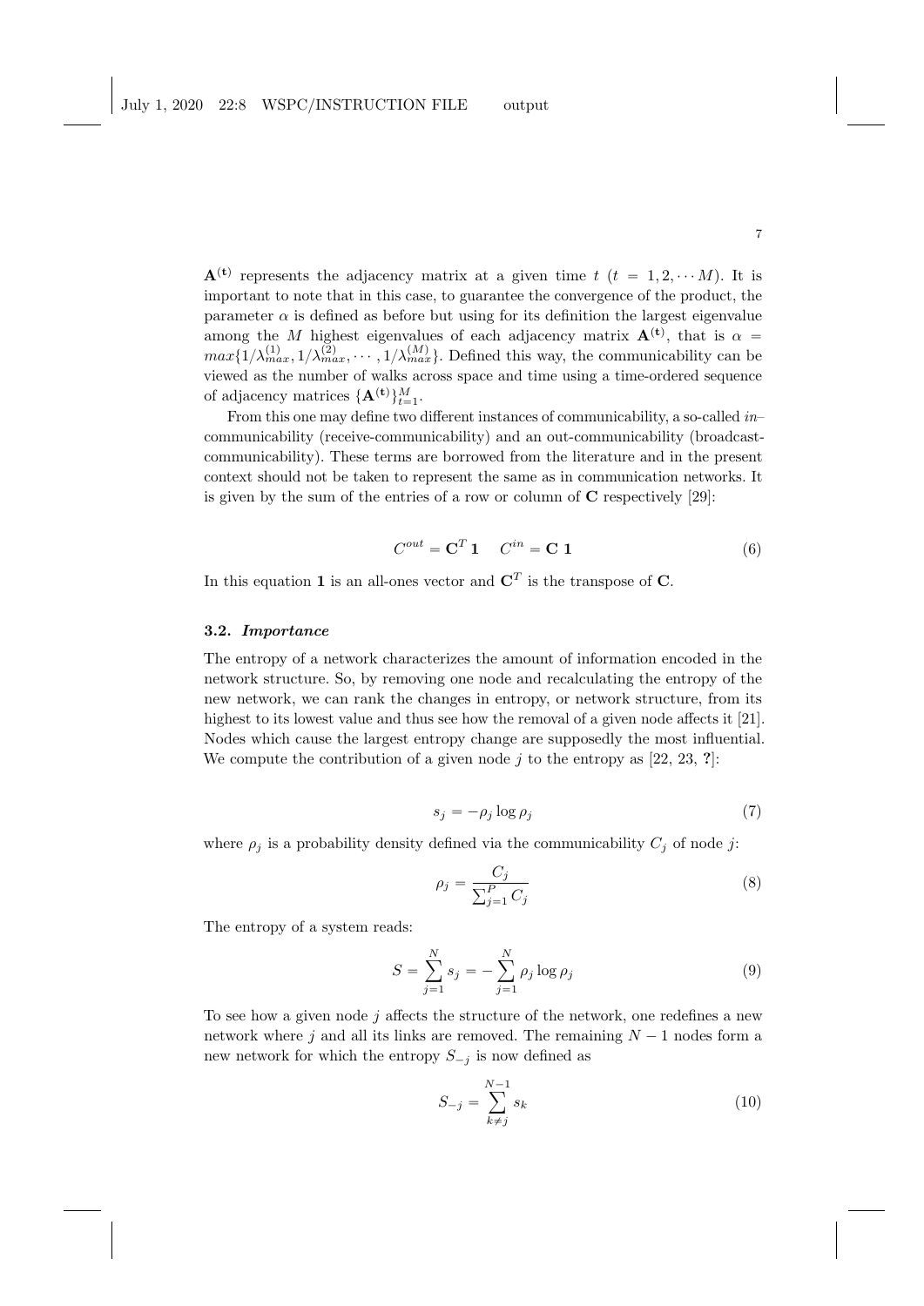$\mathbf{A^{(t)}}$ represents the adjacency matrix at a given time $t$ ($t = 1, 2, \cdots M$). It is important to note that in this case, to guarantee the convergence of the product, the parameter $\alpha$ is defined as before but using for its definition the largest eigenvalue among the $M$ highest eigenvalues of each adjacency matrix $\mathbf{A^{(t)}}$, that is $\alpha = max\{1/\lambda_{max}^{(1)}, 1/\lambda_{max}^{(2)}, \cdots, 1/\lambda_{max}^{(M)}\}$. Defined this way, the communicability can be viewed as the number of walks across space and time using a time-ordered sequence of adjacency matrices $\{\mathbf{A^{(t)}}\}_{t=1}^{M}$.

From this one may define two different instances of communicability, a so-called *in*–communicability (receive-communicability) and an out-communicability (broadcast-communicability). These terms are borrowed from the literature and in the present context should not be taken to represent the same as in communication networks. It is given by the sum of the entries of a row or column of $\mathbf{C}$ respectively [29]:

$$C^{out} = \mathbf{C}^T \mathbf{1} \quad C^{in} = \mathbf{C}\,\mathbf{1} \tag{6}$$

In this equation $\mathbf{1}$ is an all-ones vector and $\mathbf{C}^T$ is the transpose of $\mathbf{C}$.

### 3.2. *Importance*

The entropy of a network characterizes the amount of information encoded in the network structure. So, by removing one node and recalculating the entropy of the new network, we can rank the changes in entropy, or network structure, from its highest to its lowest value and thus see how the removal of a given node affects it [21]. Nodes which cause the largest entropy change are supposedly the most influential. We compute the contribution of a given node $j$ to the entropy as [22, 23, ?]:

$$s_j = -\rho_j \log \rho_j \tag{7}$$

where $\rho_j$ is a probability density defined via the communicability $C_j$ of node $j$:

$$\rho_j = \frac{C_j}{\sum_{j=1}^{P} C_j} \tag{8}$$

The entropy of a system reads:

$$S = \sum_{j=1}^{N} s_j = -\sum_{j=1}^{N} \rho_j \log \rho_j \tag{9}$$

To see how a given node $j$ affects the structure of the network, one redefines a new network where $j$ and all its links are removed. The remaining $N-1$ nodes form a new network for which the entropy $S_{-j}$ is now defined as

$$S_{-j} = \sum_{k \neq j}^{N-1} s_k \tag{10}$$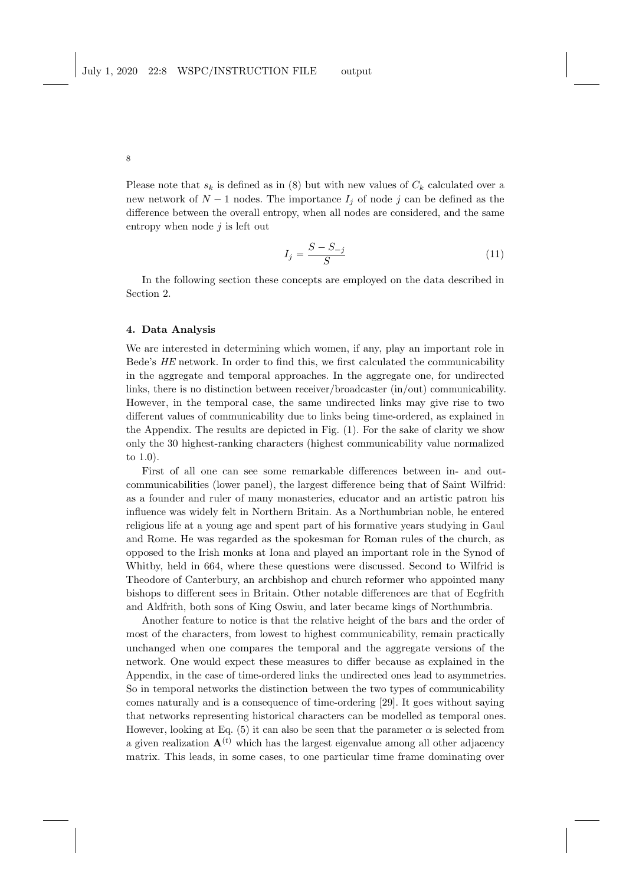Please note that $s_k$ is defined as in (8) but with new values of $C_k$ calculated over a new network of $N-1$ nodes. The importance $I_j$ of node $j$ can be defined as the difference between the overall entropy, when all nodes are considered, and the same entropy when node $j$ is left out

$$I_j = \frac{S - S_{-j}}{S} \tag{11}$$

In the following section these concepts are employed on the data described in Section 2.

## 4. Data Analysis

We are interested in determining which women, if any, play an important role in Bede's *HE* network. In order to find this, we first calculated the communicability in the aggregate and temporal approaches. In the aggregate one, for undirected links, there is no distinction between receiver/broadcaster (in/out) communicability. However, in the temporal case, the same undirected links may give rise to two different values of communicability due to links being time-ordered, as explained in the Appendix. The results are depicted in Fig. (1). For the sake of clarity we show only the 30 highest-ranking characters (highest communicability value normalized to 1.0).

First of all one can see some remarkable differences between in- and out-communicabilities (lower panel), the largest difference being that of Saint Wilfrid: as a founder and ruler of many monasteries, educator and an artistic patron his influence was widely felt in Northern Britain. As a Northumbrian noble, he entered religious life at a young age and spent part of his formative years studying in Gaul and Rome. He was regarded as the spokesman for Roman rules of the church, as opposed to the Irish monks at Iona and played an important role in the Synod of Whitby, held in 664, where these questions were discussed. Second to Wilfrid is Theodore of Canterbury, an archbishop and church reformer who appointed many bishops to different sees in Britain. Other notable differences are that of Ecgfrith and Aldfrith, both sons of King Oswiu, and later became kings of Northumbria.

Another feature to notice is that the relative height of the bars and the order of most of the characters, from lowest to highest communicability, remain practically unchanged when one compares the temporal and the aggregate versions of the network. One would expect these measures to differ because as explained in the Appendix, in the case of time-ordered links the undirected ones lead to asymmetries. So in temporal networks the distinction between the two types of communicability comes naturally and is a consequence of time-ordering [29]. It goes without saying that networks representing historical characters can be modelled as temporal ones. However, looking at Eq. (5) it can also be seen that the parameter $\alpha$ is selected from a given realization $\mathbf{A}^{(t)}$ which has the largest eigenvalue among all other adjacency matrix. This leads, in some cases, to one particular time frame dominating over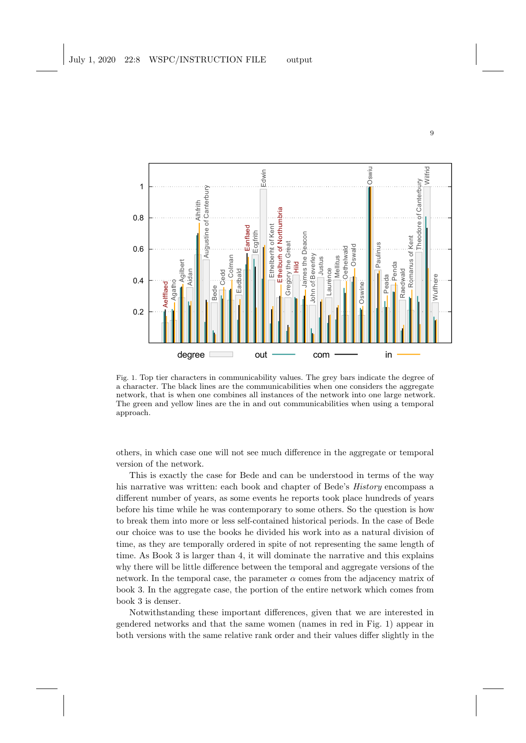Fig. 1. Top tier characters in communicability values. The grey bars indicate the degree of a character. The black lines are the communicabilities when one considers the aggregate network, that is when one combines all instances of the network into one large network. The green and yellow lines are the in and out communicabilities when using a temporal approach.

others, in which case one will not see much difference in the aggregate or temporal version of the network.

This is exactly the case for Bede and can be understood in terms of the way his narrative was written: each book and chapter of Bede's *History* encompass a different number of years, as some events he reports took place hundreds of years before his time while he was contemporary to some others. So the question is how to break them into more or less self-contained historical periods. In the case of Bede our choice was to use the books he divided his work into as a natural division of time, as they are temporally ordered in spite of not representing the same length of time. As Book 3 is larger than 4, it will dominate the narrative and this explains why there will be little difference between the temporal and aggregate versions of the network. In the temporal case, the parameter $\alpha$ comes from the adjacency matrix of book 3. In the aggregate case, the portion of the entire network which comes from book 3 is denser.

Notwithstanding these important differences, given that we are interested in gendered networks and that the same women (names in red in Fig. 1) appear in both versions with the same relative rank order and their values differ slightly in the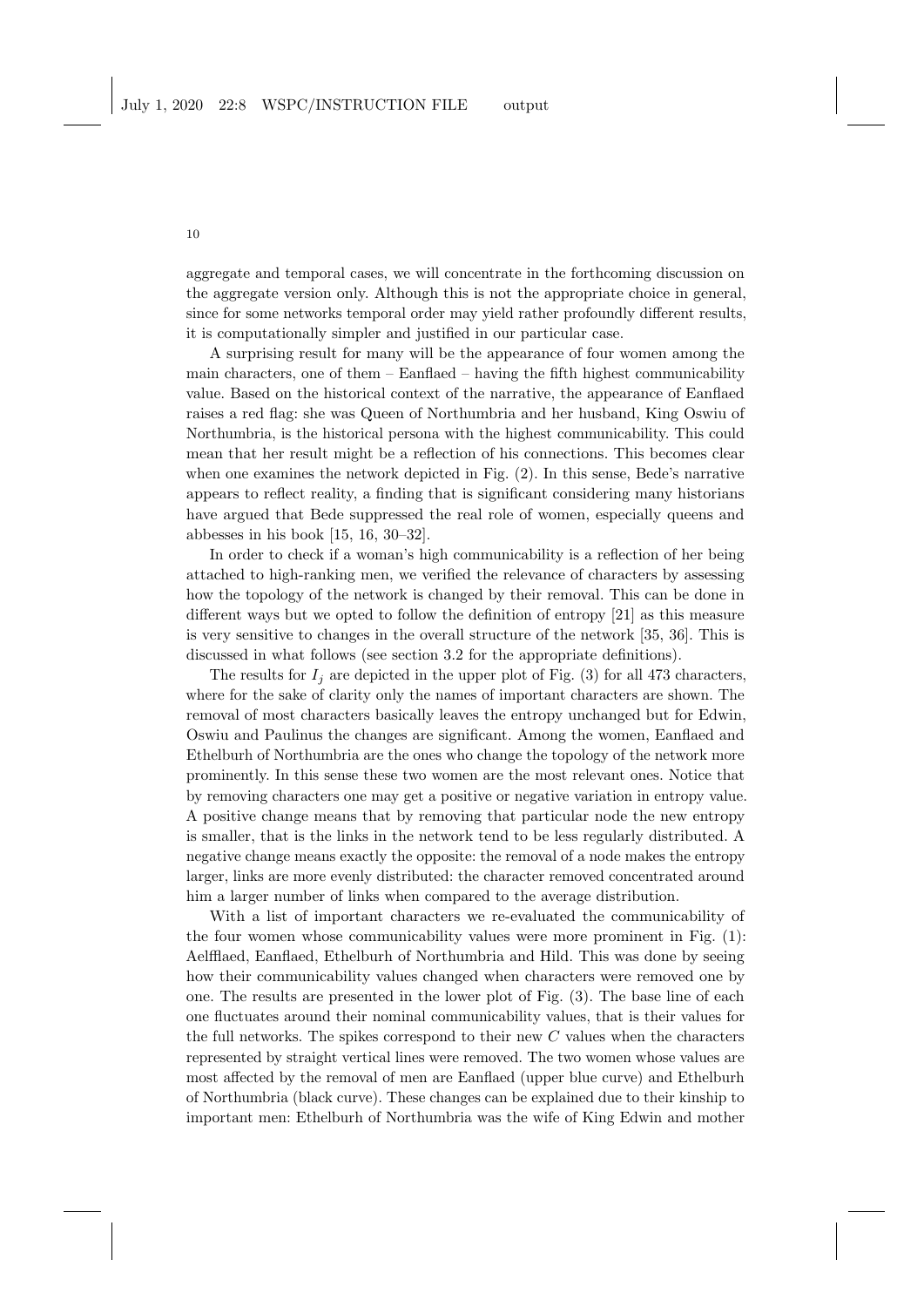aggregate and temporal cases, we will concentrate in the forthcoming discussion on the aggregate version only. Although this is not the appropriate choice in general, since for some networks temporal order may yield rather profoundly different results, it is computationally simpler and justified in our particular case.

A surprising result for many will be the appearance of four women among the main characters, one of them – Eanflaed – having the fifth highest communicability value. Based on the historical context of the narrative, the appearance of Eanflaed raises a red flag: she was Queen of Northumbria and her husband, King Oswiu of Northumbria, is the historical persona with the highest communicability. This could mean that her result might be a reflection of his connections. This becomes clear when one examines the network depicted in Fig. (2). In this sense, Bede's narrative appears to reflect reality, a finding that is significant considering many historians have argued that Bede suppressed the real role of women, especially queens and abbesses in his book [15, 16, 30–32].

In order to check if a woman's high communicability is a reflection of her being attached to high-ranking men, we verified the relevance of characters by assessing how the topology of the network is changed by their removal. This can be done in different ways but we opted to follow the definition of entropy [21] as this measure is very sensitive to changes in the overall structure of the network [35, 36]. This is discussed in what follows (see section 3.2 for the appropriate definitions).

The results for $I_j$ are depicted in the upper plot of Fig. (3) for all 473 characters, where for the sake of clarity only the names of important characters are shown. The removal of most characters basically leaves the entropy unchanged but for Edwin, Oswiu and Paulinus the changes are significant. Among the women, Eanflaed and Ethelburh of Northumbria are the ones who change the topology of the network more prominently. In this sense these two women are the most relevant ones. Notice that by removing characters one may get a positive or negative variation in entropy value. A positive change means that by removing that particular node the new entropy is smaller, that is the links in the network tend to be less regularly distributed. A negative change means exactly the opposite: the removal of a node makes the entropy larger, links are more evenly distributed: the character removed concentrated around him a larger number of links when compared to the average distribution.

With a list of important characters we re-evaluated the communicability of the four women whose communicability values were more prominent in Fig. (1): Aelfflaed, Eanflaed, Ethelburh of Northumbria and Hild. This was done by seeing how their communicability values changed when characters were removed one by one. The results are presented in the lower plot of Fig. (3). The base line of each one fluctuates around their nominal communicability values, that is their values for the full networks. The spikes correspond to their new $C$ values when the characters represented by straight vertical lines were removed. The two women whose values are most affected by the removal of men are Eanflaed (upper blue curve) and Ethelburh of Northumbria (black curve). These changes can be explained due to their kinship to important men: Ethelburh of Northumbria was the wife of King Edwin and mother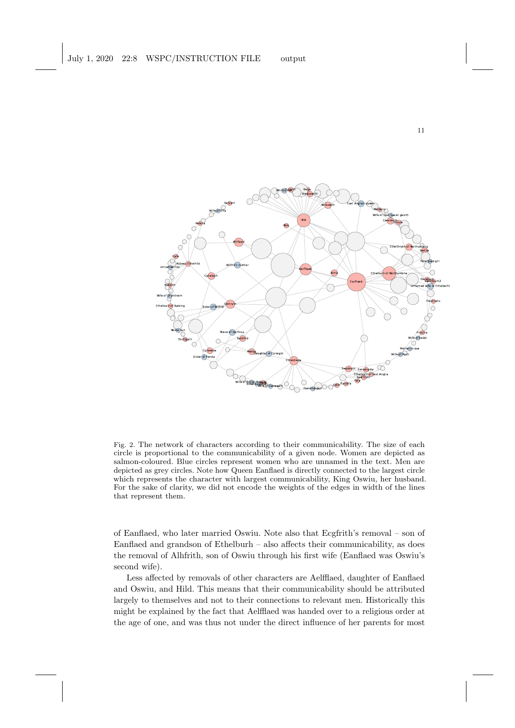Fig. 2. The network of characters according to their communicability. The size of each circle is proportional to the communicability of a given node. Women are depicted as salmon-coloured. Blue circles represent women who are unnamed in the text. Men are depicted as grey circles. Note how Queen Eanflaed is directly connected to the largest circle which represents the character with largest communicability, King Oswiu, her husband. For the sake of clarity, we did not encode the weights of the edges in width of the lines that represent them.

of Eanflaed, who later married Oswiu. Note also that Ecgfrith's removal – son of Eanflaed and grandson of Ethelburh – also affects their communicability, as does the removal of Alhfrith, son of Oswiu through his first wife (Eanflaed was Oswiu's second wife).

Less affected by removals of other characters are Aelfflaed, daughter of Eanflaed and Oswiu, and Hild. This means that their communicability should be attributed largely to themselves and not to their connections to relevant men. Historically this might be explained by the fact that Aelfflaed was handed over to a religious order at the age of one, and was thus not under the direct influence of her parents for most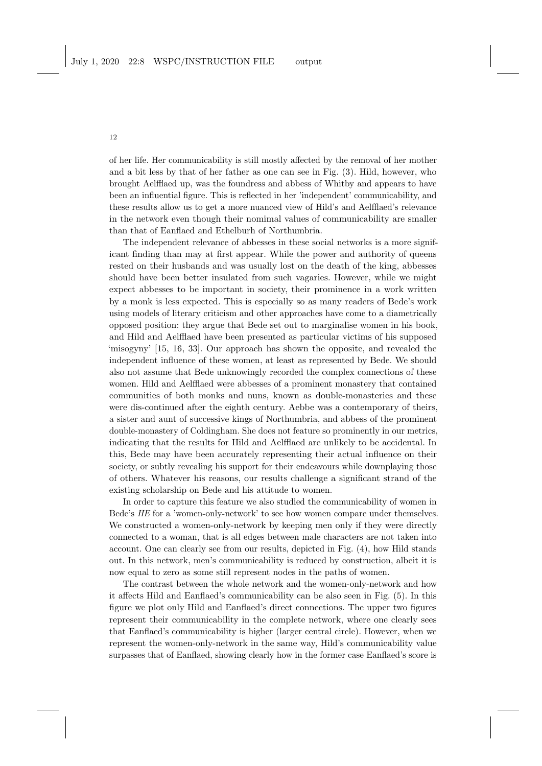of her life. Her communicability is still mostly affected by the removal of her mother and a bit less by that of her father as one can see in Fig. (3). Hild, however, who brought Aelfflaed up, was the foundress and abbess of Whitby and appears to have been an influential figure. This is reflected in her 'independent' communicability, and these results allow us to get a more nuanced view of Hild's and Aelfflaed's relevance in the network even though their nomimal values of communicability are smaller than that of Eanflaed and Ethelburh of Northumbria.

The independent relevance of abbesses in these social networks is a more significant finding than may at first appear. While the power and authority of queens rested on their husbands and was usually lost on the death of the king, abbesses should have been better insulated from such vagaries. However, while we might expect abbesses to be important in society, their prominence in a work written by a monk is less expected. This is especially so as many readers of Bede's work using models of literary criticism and other approaches have come to a diametrically opposed position: they argue that Bede set out to marginalise women in his book, and Hild and Aelfflaed have been presented as particular victims of his supposed 'misogyny' [15, 16, 33]. Our approach has shown the opposite, and revealed the independent influence of these women, at least as represented by Bede. We should also not assume that Bede unknowingly recorded the complex connections of these women. Hild and Aelfflaed were abbesses of a prominent monastery that contained communities of both monks and nuns, known as double-monasteries and these were dis-continued after the eighth century. Aebbe was a contemporary of theirs, a sister and aunt of successive kings of Northumbria, and abbess of the prominent double-monastery of Coldingham. She does not feature so prominently in our metrics, indicating that the results for Hild and Aelfflaed are unlikely to be accidental. In this, Bede may have been accurately representing their actual influence on their society, or subtly revealing his support for their endeavours while downplaying those of others. Whatever his reasons, our results challenge a significant strand of the existing scholarship on Bede and his attitude to women.

In order to capture this feature we also studied the communicability of women in Bede's *HE* for a 'women-only-network' to see how women compare under themselves. We constructed a women-only-network by keeping men only if they were directly connected to a woman, that is all edges between male characters are not taken into account. One can clearly see from our results, depicted in Fig. (4), how Hild stands out. In this network, men's communicability is reduced by construction, albeit it is now equal to zero as some still represent nodes in the paths of women.

The contrast between the whole network and the women-only-network and how it affects Hild and Eanflaed's communicability can be also seen in Fig. (5). In this figure we plot only Hild and Eanflaed's direct connections. The upper two figures represent their communicability in the complete network, where one clearly sees that Eanflaed's communicability is higher (larger central circle). However, when we represent the women-only-network in the same way, Hild's communicability value surpasses that of Eanflaed, showing clearly how in the former case Eanflaed's score is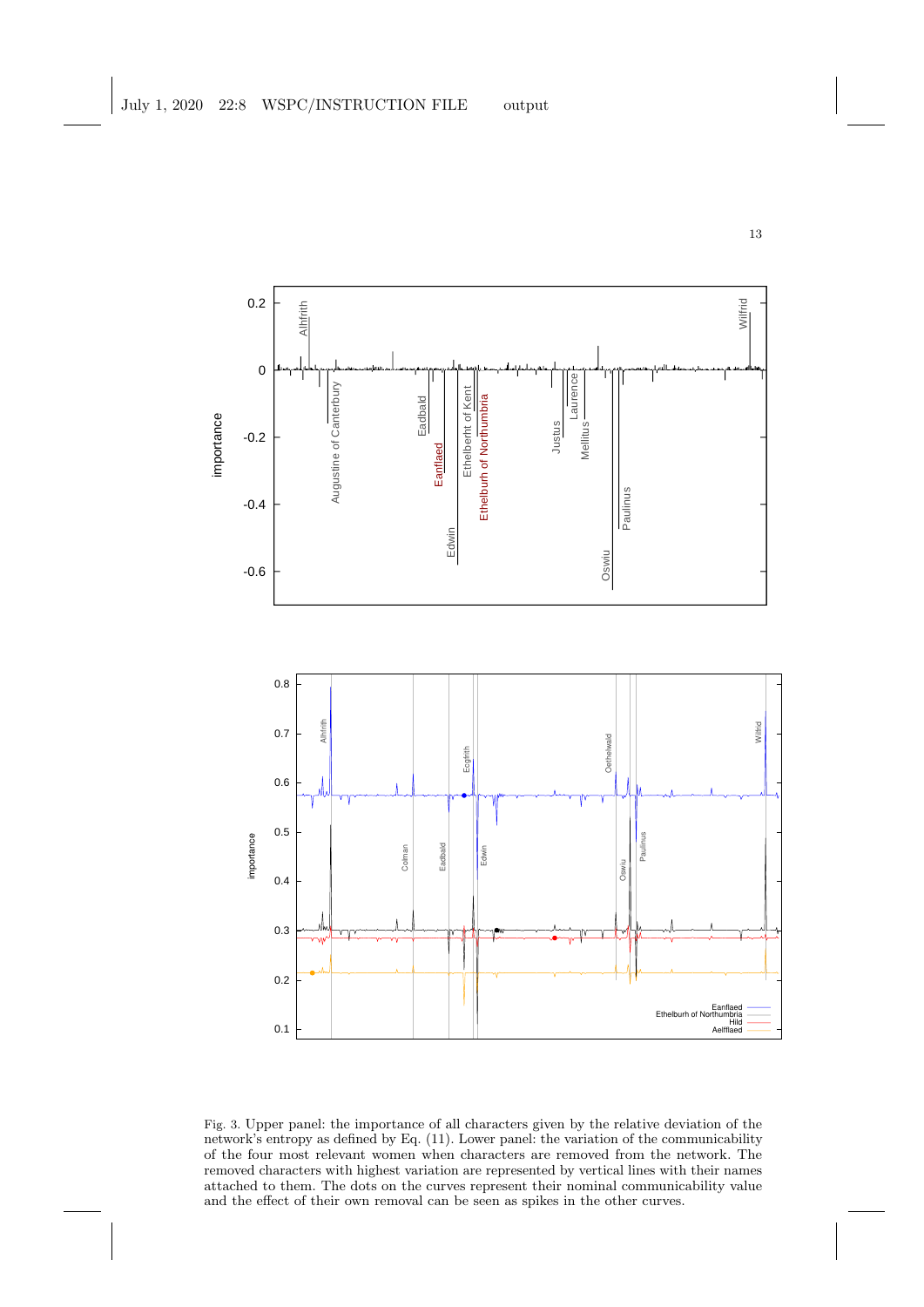Fig. 3. Upper panel: the importance of all characters given by the relative deviation of the network's entropy as defined by Eq. (11). Lower panel: the variation of the communicability of the four most relevant women when characters are removed from the network. The removed characters with highest variation are represented by vertical lines with their names attached to them. The dots on the curves represent their nominal communicability value and the effect of their own removal can be seen as spikes in the other curves.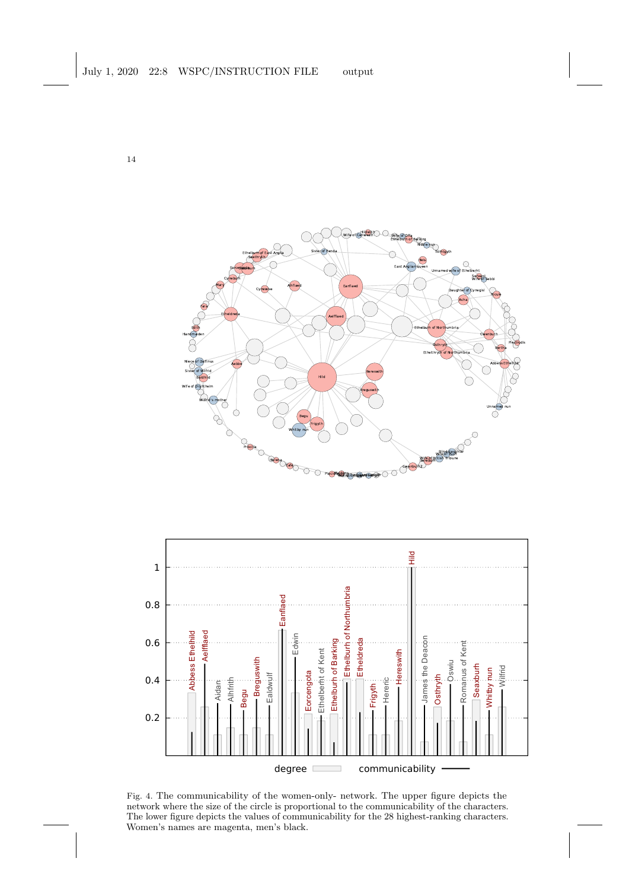Fig. 4. The communicability of the women-only- network. The upper figure depicts the network where the size of the circle is proportional to the communicability of the characters. The lower figure depicts the values of communicability for the 28 highest-ranking characters. Women's names are magenta, men's black.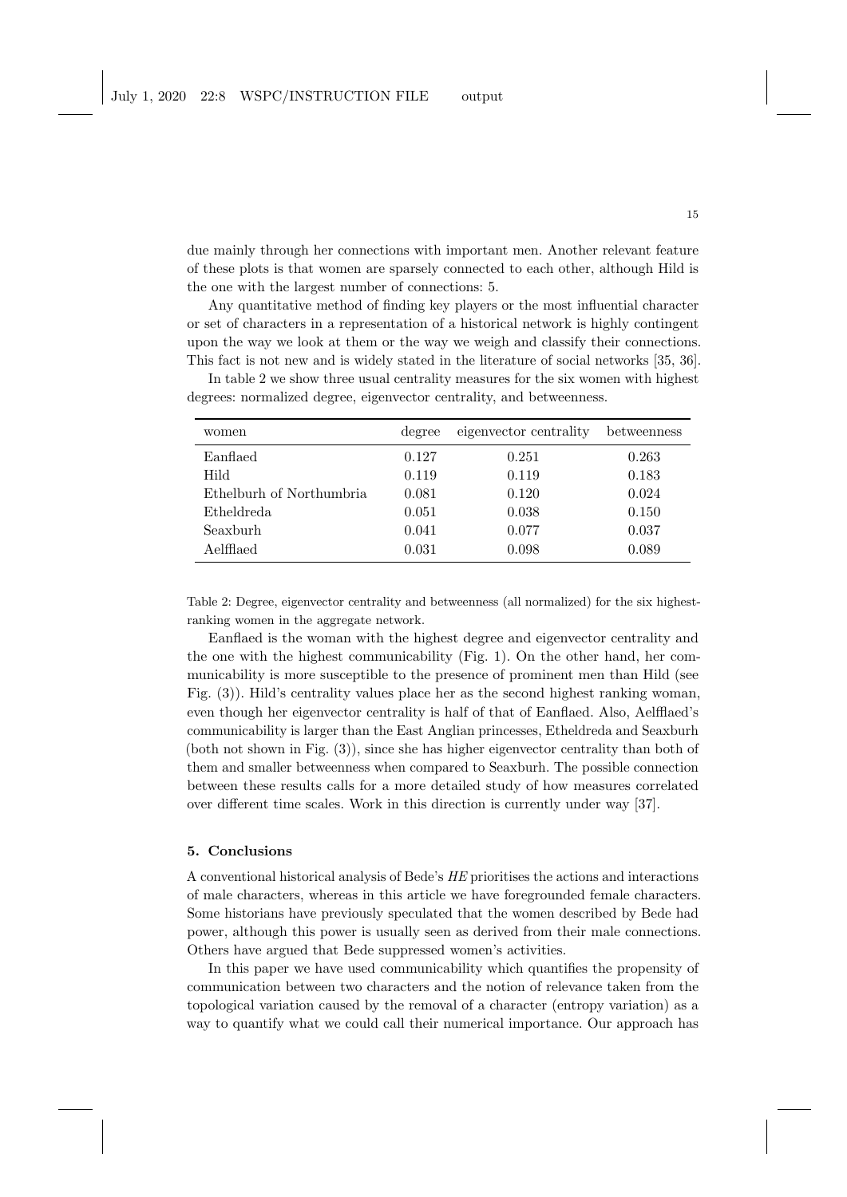due mainly through her connections with important men. Another relevant feature of these plots is that women are sparsely connected to each other, although Hild is the one with the largest number of connections: 5.

Any quantitative method of finding key players or the most influential character or set of characters in a representation of a historical network is highly contingent upon the way we look at them or the way we weigh and classify their connections. This fact is not new and is widely stated in the literature of social networks [35, 36].

In table 2 we show three usual centrality measures for the six women with highest degrees: normalized degree, eigenvector centrality, and betweenness.

| women | degree | eigenvector centrality | betweenness |
|---|---|---|---|
| Eanflaed | 0.127 | 0.251 | 0.263 |
| Hild | 0.119 | 0.119 | 0.183 |
| Ethelburh of Northumbria | 0.081 | 0.120 | 0.024 |
| Etheldreda | 0.051 | 0.038 | 0.150 |
| Seaxburh | 0.041 | 0.077 | 0.037 |
| Aelfflaed | 0.031 | 0.098 | 0.089 |

Table 2: Degree, eigenvector centrality and betweenness (all normalized) for the six highest-ranking women in the aggregate network.

Eanflaed is the woman with the highest degree and eigenvector centrality and the one with the highest communicability (Fig. 1). On the other hand, her communicability is more susceptible to the presence of prominent men than Hild (see Fig. (3)). Hild's centrality values place her as the second highest ranking woman, even though her eigenvector centrality is half of that of Eanflaed. Also, Aelfflaed's communicability is larger than the East Anglian princesses, Etheldreda and Seaxburh (both not shown in Fig. (3)), since she has higher eigenvector centrality than both of them and smaller betweenness when compared to Seaxburh. The possible connection between these results calls for a more detailed study of how measures correlated over different time scales. Work in this direction is currently under way [37].

## 5. Conclusions

A conventional historical analysis of Bede's *HE* prioritises the actions and interactions of male characters, whereas in this article we have foregrounded female characters. Some historians have previously speculated that the women described by Bede had power, although this power is usually seen as derived from their male connections. Others have argued that Bede suppressed women's activities.

In this paper we have used communicability which quantifies the propensity of communication between two characters and the notion of relevance taken from the topological variation caused by the removal of a character (entropy variation) as a way to quantify what we could call their numerical importance. Our approach has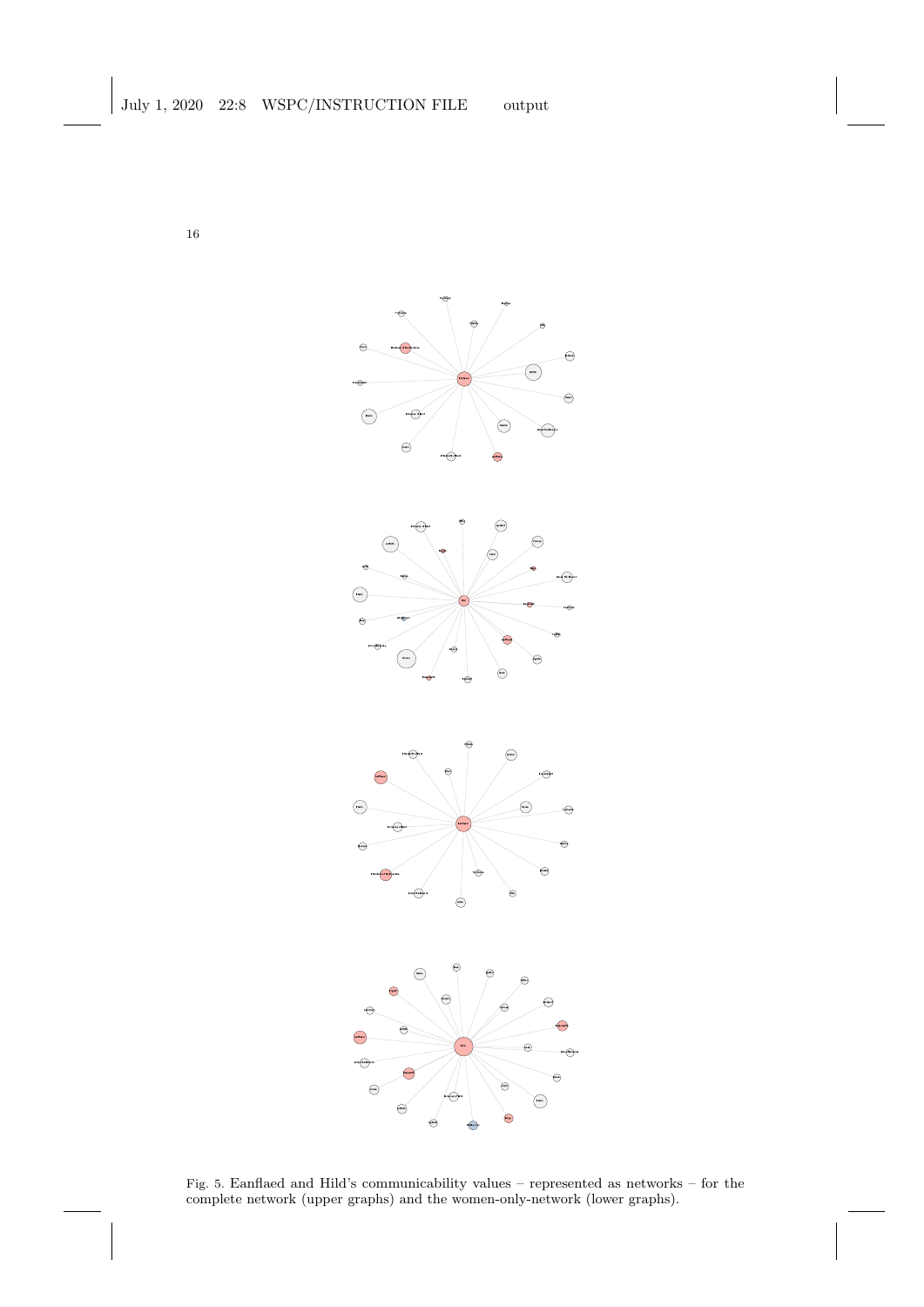Fig. 5. Eanflaed and Hild's communicability values – represented as networks – for the complete network (upper graphs) and the women-only-network (lower graphs).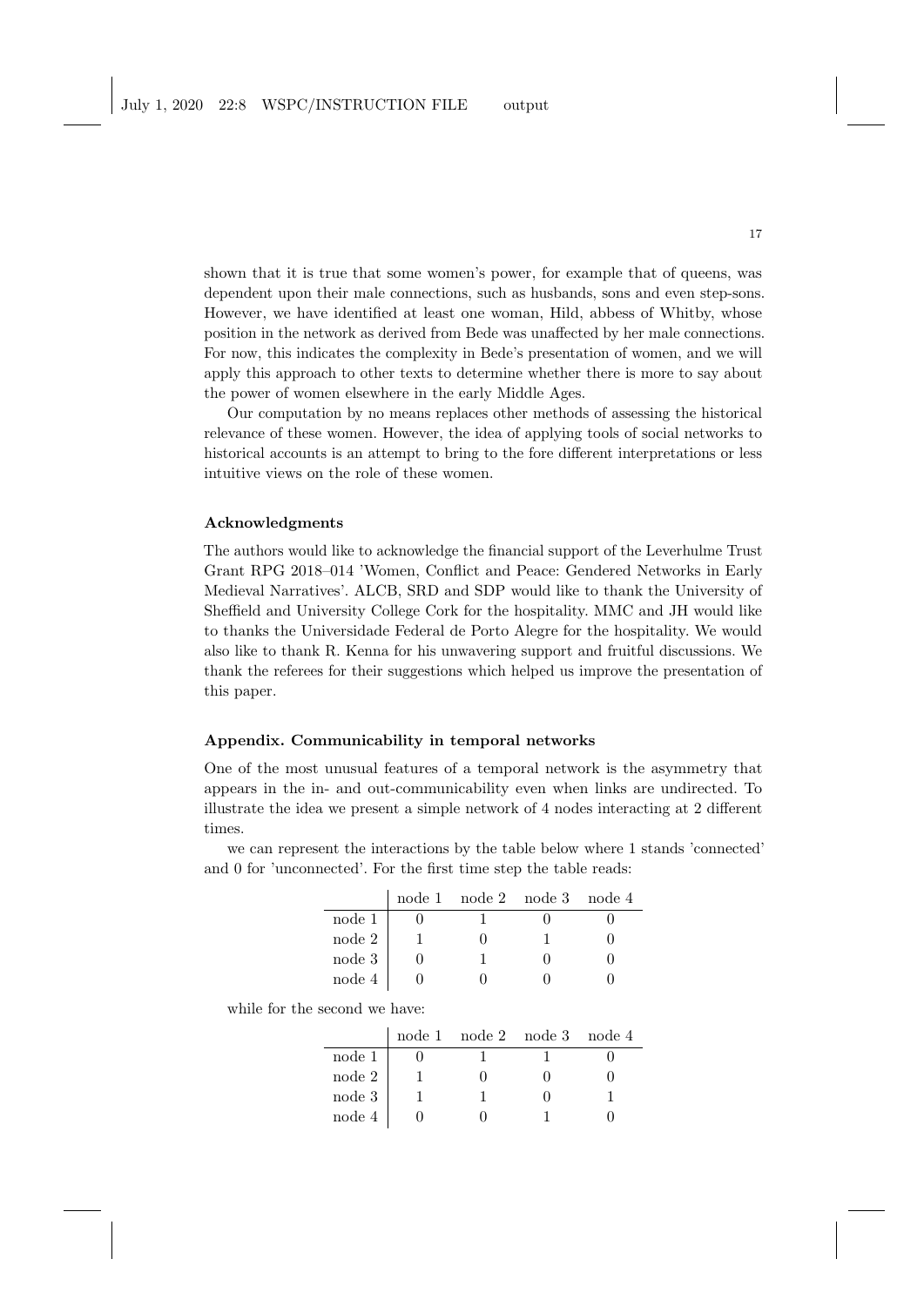shown that it is true that some women's power, for example that of queens, was dependent upon their male connections, such as husbands, sons and even step-sons. However, we have identified at least one woman, Hild, abbess of Whitby, whose position in the network as derived from Bede was unaffected by her male connections. For now, this indicates the complexity in Bede's presentation of women, and we will apply this approach to other texts to determine whether there is more to say about the power of women elsewhere in the early Middle Ages.

Our computation by no means replaces other methods of assessing the historical relevance of these women. However, the idea of applying tools of social networks to historical accounts is an attempt to bring to the fore different interpretations or less intuitive views on the role of these women.

### Acknowledgments

The authors would like to acknowledge the financial support of the Leverhulme Trust Grant RPG 2018–014 'Women, Conflict and Peace: Gendered Networks in Early Medieval Narratives'. ALCB, SRD and SDP would like to thank the University of Sheffield and University College Cork for the hospitality. MMC and JH would like to thanks the Universidade Federal de Porto Alegre for the hospitality. We would also like to thank R. Kenna for his unwavering support and fruitful discussions. We thank the referees for their suggestions which helped us improve the presentation of this paper.

### Appendix. Communicability in temporal networks

One of the most unusual features of a temporal network is the asymmetry that appears in the in- and out-communicability even when links are undirected. To illustrate the idea we present a simple network of 4 nodes interacting at 2 different times.

we can represent the interactions by the table below where 1 stands 'connected' and 0 for 'unconnected'. For the first time step the table reads:

| | node 1 | node 2 | node 3 | node 4 |
|---|---|---|---|---|
| node 1 | 0 | 1 | 0 | 0 |
| node 2 | 1 | 0 | 1 | 0 |
| node 3 | 0 | 1 | 0 | 0 |
| node 4 | 0 | 0 | 0 | 0 |

while for the second we have:

| | node 1 | node 2 | node 3 | node 4 |
|---|---|---|---|---|
| node 1 | 0 | 1 | 1 | 0 |
| node 2 | 1 | 0 | 0 | 0 |
| node 3 | 1 | 1 | 0 | 1 |
| node 4 | 0 | 0 | 1 | 0 |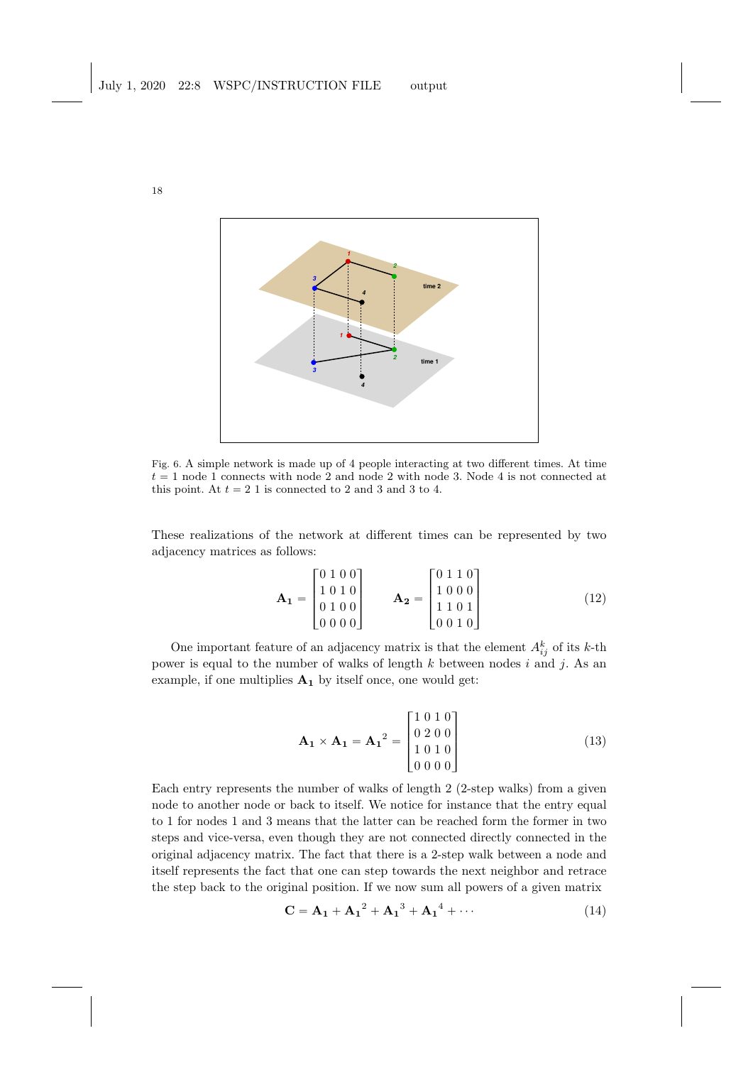Fig. 6. A simple network is made up of 4 people interacting at two different times. At time $t = 1$ node 1 connects with node 2 and node 2 with node 3. Node 4 is not connected at this point. At $t = 2$ 1 is connected to 2 and 3 and 3 to 4.

These realizations of the network at different times can be represented by two adjacency matrices as follows:

$$\mathbf{A_1} = \begin{bmatrix} 0 & 1 & 0 & 0 \\ 1 & 0 & 1 & 0 \\ 0 & 1 & 0 & 0 \\ 0 & 0 & 0 & 0 \end{bmatrix} \qquad \mathbf{A_2} = \begin{bmatrix} 0 & 1 & 1 & 0 \\ 1 & 0 & 0 & 0 \\ 1 & 1 & 0 & 1 \\ 0 & 0 & 1 & 0 \end{bmatrix} \tag{12}$$

One important feature of an adjacency matrix is that the element $A^k_{ij}$ of its $k$-th power is equal to the number of walks of length $k$ between nodes $i$ and $j$. As an example, if one multiplies $\mathbf{A_1}$ by itself once, one would get:

$$\mathbf{A_1} \times \mathbf{A_1} = \mathbf{A_1}^2 = \begin{bmatrix} 1 & 0 & 1 & 0 \\ 0 & 2 & 0 & 0 \\ 1 & 0 & 1 & 0 \\ 0 & 0 & 0 & 0 \end{bmatrix} \tag{13}$$

Each entry represents the number of walks of length 2 (2-step walks) from a given node to another node or back to itself. We notice for instance that the entry equal to 1 for nodes 1 and 3 means that the latter can be reached form the former in two steps and vice-versa, even though they are not connected directly connected in the original adjacency matrix. The fact that there is a 2-step walk between a node and itself represents the fact that one can step towards the next neighbor and retrace the step back to the original position. If we now sum all powers of a given matrix

$$\mathbf{C} = \mathbf{A_1} + \mathbf{A_1}^2 + \mathbf{A_1}^3 + \mathbf{A_1}^4 + \cdots \tag{14}$$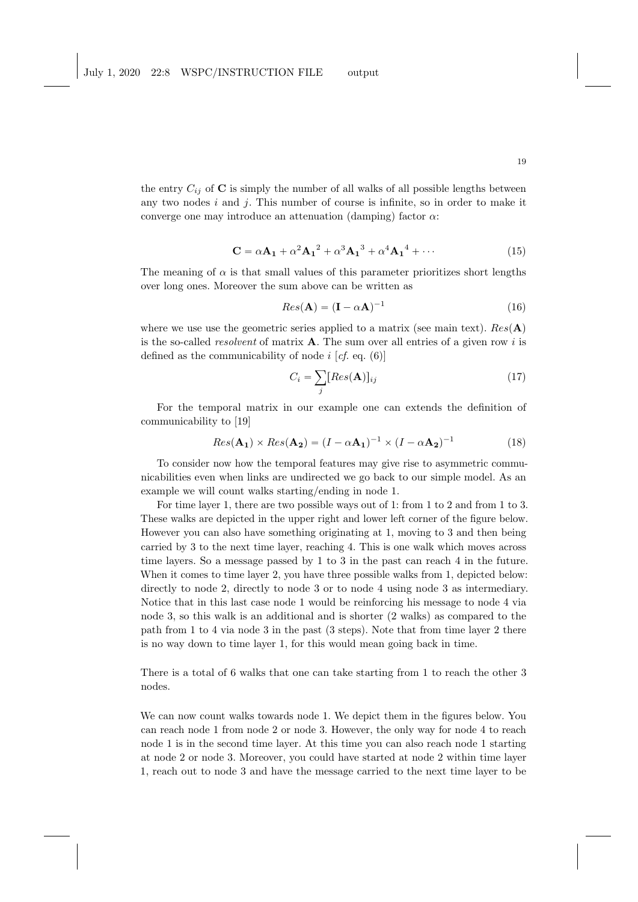the entry $C_{ij}$ of $\mathbf{C}$ is simply the number of all walks of all possible lengths between any two nodes $i$ and $j$. This number of course is infinite, so in order to make it converge one may introduce an attenuation (damping) factor $\alpha$:

$$\mathbf{C} = \alpha\mathbf{A_1} + \alpha^2\mathbf{A_1}^2 + \alpha^3\mathbf{A_1}^3 + \alpha^4\mathbf{A_1}^4 + \cdots \tag{15}$$

The meaning of $\alpha$ is that small values of this parameter prioritizes short lengths over long ones. Moreover the sum above can be written as

$$Res(\mathbf{A}) = (\mathbf{I} - \alpha\mathbf{A})^{-1} \tag{16}$$

where we use use the geometric series applied to a matrix (see main text). $Res(\mathbf{A})$ is the so-called *resolvent* of matrix $\mathbf{A}$. The sum over all entries of a given row $i$ is defined as the communicability of node $i$ [*cf.* eq. (6)]

$$C_i = \sum_j [Res(\mathbf{A})]_{ij} \tag{17}$$

For the temporal matrix in our example one can extends the definition of communicability to [19]

$$Res(\mathbf{A_1}) \times Res(\mathbf{A_2}) = (I - \alpha\mathbf{A_1})^{-1} \times (I - \alpha\mathbf{A_2})^{-1} \tag{18}$$

To consider now how the temporal features may give rise to asymmetric communicabilities even when links are undirected we go back to our simple model. As an example we will count walks starting/ending in node 1.

For time layer 1, there are two possible ways out of 1: from 1 to 2 and from 1 to 3. These walks are depicted in the upper right and lower left corner of the figure below. However you can also have something originating at 1, moving to 3 and then being carried by 3 to the next time layer, reaching 4. This is one walk which moves across time layers. So a message passed by 1 to 3 in the past can reach 4 in the future. When it comes to time layer 2, you have three possible walks from 1, depicted below: directly to node 2, directly to node 3 or to node 4 using node 3 as intermediary. Notice that in this last case node 1 would be reinforcing his message to node 4 via node 3, so this walk is an additional and is shorter (2 walks) as compared to the path from 1 to 4 via node 3 in the past (3 steps). Note that from time layer 2 there is no way down to time layer 1, for this would mean going back in time.

There is a total of 6 walks that one can take starting from 1 to reach the other 3 nodes.

We can now count walks towards node 1. We depict them in the figures below. You can reach node 1 from node 2 or node 3. However, the only way for node 4 to reach node 1 is in the second time layer. At this time you can also reach node 1 starting at node 2 or node 3. Moreover, you could have started at node 2 within time layer 1, reach out to node 3 and have the message carried to the next time layer to be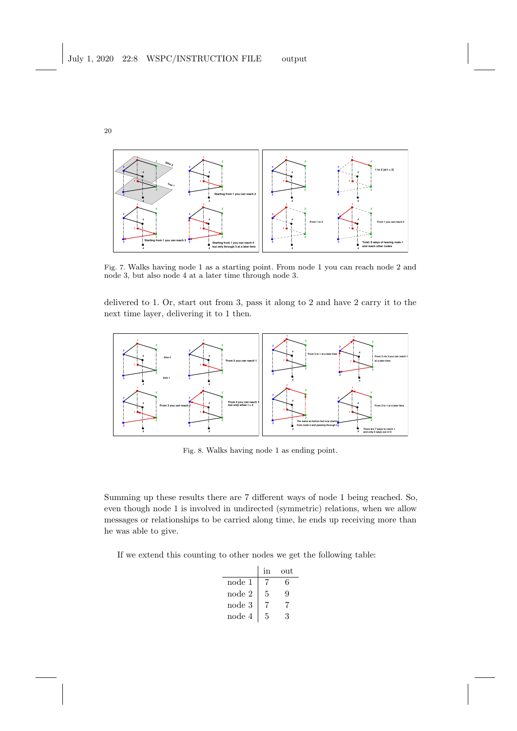Fig. 7. Walks having node 1 as a starting point. From node 1 you can reach node 2 and node 3, but also node 4 at a later time through node 3.

delivered to 1. Or, start out from 3, pass it along to 2 and have 2 carry it to the next time layer, delivering it to 1 then.

Fig. 8. Walks having node 1 as ending point.

Summing up these results there are 7 different ways of node 1 being reached. So, even though node 1 is involved in undirected (symmetric) relations, when we allow messages or relationships to be carried along time, he ends up receiving more than he was able to give.

If we extend this counting to other nodes we get the following table:

| | in | out |
|---|---|---|
| node 1 | 7 | 6 |
| node 2 | 5 | 9 |
| node 3 | 7 | 7 |
| node 4 | 5 | 3 |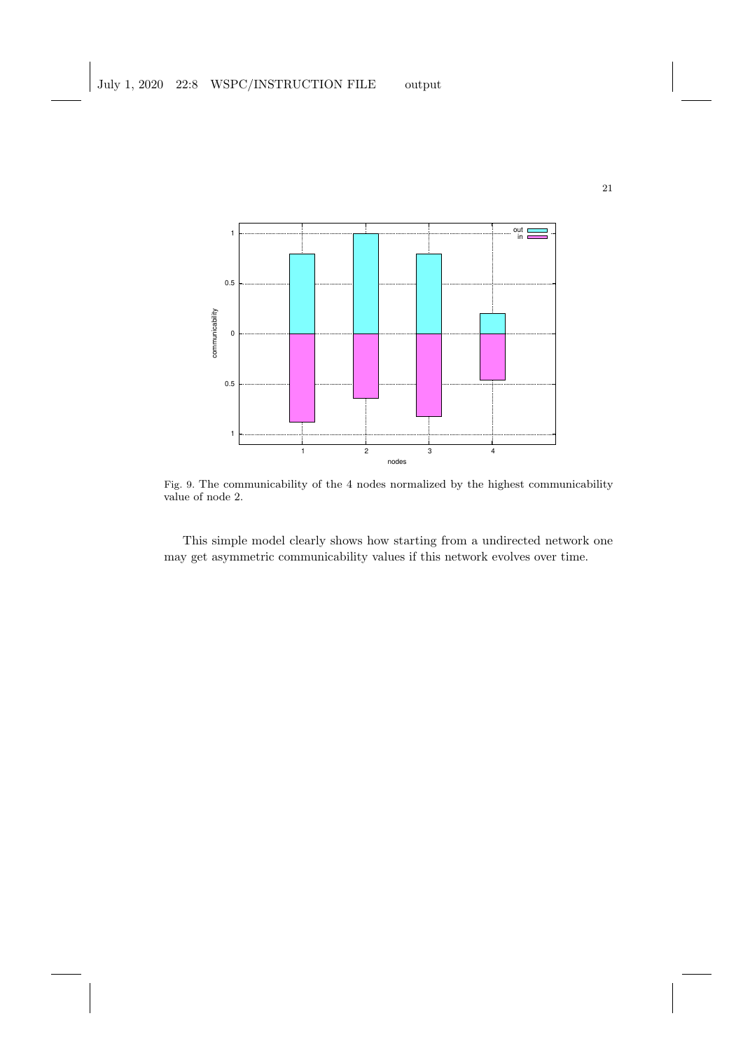Fig. 9. The communicability of the 4 nodes normalized by the highest communicability value of node 2.

This simple model clearly shows how starting from a undirected network one may get asymmetric communicability values if this network evolves over time.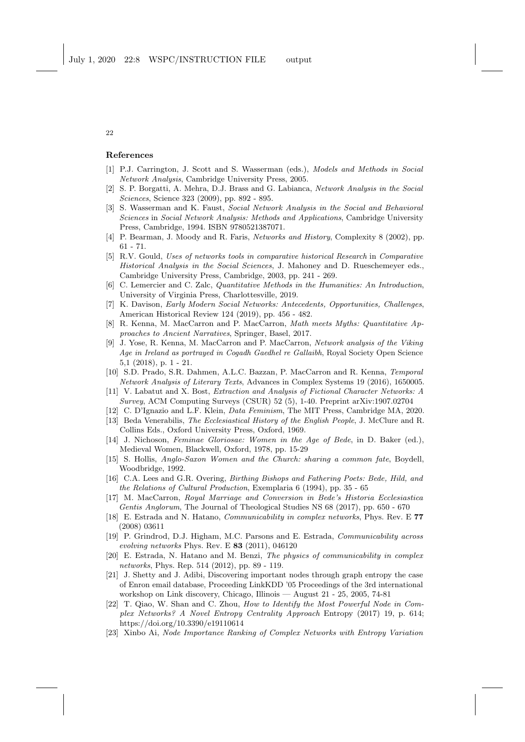## References

[1] P.J. Carrington, J. Scott and S. Wasserman (eds.), *Models and Methods in Social Network Analysis*, Cambridge University Press, 2005.

[2] S. P. Borgatti, A. Mehra, D.J. Brass and G. Labianca, *Network Analysis in the Social Sciences*, Science 323 (2009), pp. 892 - 895.

[3] S. Wasserman and K. Faust, *Social Network Analysis in the Social and Behavioral Sciences* in *Social Network Analysis: Methods and Applications*, Cambridge University Press, Cambridge, 1994. ISBN 9780521387071.

[4] P. Bearman, J. Moody and R. Faris, *Networks and History*, Complexity 8 (2002), pp. 61 - 71.

[5] R.V. Gould, *Uses of networks tools in comparative historical Research* in *Comparative Historical Analysis in the Social Sciences*, J. Mahoney and D. Rueschemeyer eds., Cambridge University Press, Cambridge, 2003, pp. 241 - 269.

[6] C. Lemercier and C. Zalc, *Quantitative Methods in the Humanities: An Introduction*, University of Virginia Press, Charlottesville, 2019.

[7] K. Davison, *Early Modern Social Networks: Antecedents, Opportunities, Challenges*, American Historical Review 124 (2019), pp. 456 - 482.

[8] R. Kenna, M. MacCarron and P. MacCarron, *Math meets Myths: Quantitative Approaches to Ancient Narratives*, Springer, Basel, 2017.

[9] J. Yose, R. Kenna, M. MacCarron and P. MacCarron, *Network analysis of the Viking Age in Ireland as portrayed in Cogadh Gaedhel re Gallaibh*, Royal Society Open Science 5,1 (2018), p. 1 - 21.

[10] S.D. Prado, S.R. Dahmen, A.L.C. Bazzan, P. MacCarron and R. Kenna, *Temporal Network Analysis of Literary Texts*, Advances in Complex Systems 19 (2016), 1650005.

[11] V. Labatut and X. Bost, *Extraction and Analysis of Fictional Character Networks: A Survey*, ACM Computing Surveys (CSUR) 52 (5), 1-40. Preprint arXiv:1907.02704

[12] C. D'Ignazio and L.F. Klein, *Data Feminism*, The MIT Press, Cambridge MA, 2020.

[13] Beda Venerabilis, *The Ecclesiastical History of the English People*, J. McClure and R. Collins Eds., Oxford University Press, Oxford, 1969.

[14] J. Nichoson, *Feminae Gloriosae: Women in the Age of Bede*, in D. Baker (ed.), Medieval Women, Blackwell, Oxford, 1978, pp. 15-29

[15] S. Hollis, *Anglo-Saxon Women and the Church: sharing a common fate*, Boydell, Woodbridge, 1992.

[16] C.A. Lees and G.R. Overing, *Birthing Bishops and Fathering Poets: Bede, Hild, and the Relations of Cultural Production*, Exemplaria 6 (1994), pp. 35 - 65

[17] M. MacCarron, *Royal Marriage and Conversion in Bede's Historia Ecclesiastica Gentis Anglorum*, The Journal of Theological Studies NS 68 (2017), pp. 650 - 670

[18] E. Estrada and N. Hatano, *Communicability in complex networks*, Phys. Rev. E **77** (2008) 03611

[19] P. Grindrod, D.J. Higham, M.C. Parsons and E. Estrada, *Communicability across evolving networks* Phys. Rev. E **83** (2011), 046120

[20] E. Estrada, N. Hatano and M. Benzi, *The physics of communicability in complex networks*, Phys. Rep. 514 (2012), pp. 89 - 119.

[21] J. Shetty and J. Adibi, Discovering important nodes through graph entropy the case of Enron email database, Proceeding LinkKDD '05 Proceedings of the 3rd international workshop on Link discovery, Chicago, Illinois — August 21 - 25, 2005, 74-81

[22] T. Qiao, W. Shan and C. Zhou, *How to Identify the Most Powerful Node in Complex Networks? A Novel Entropy Centrality Approach* Entropy (2017) 19, p. 614; https://doi.org/10.3390/e19110614

[23] Xinbo Ai, *Node Importance Ranking of Complex Networks with Entropy Variation*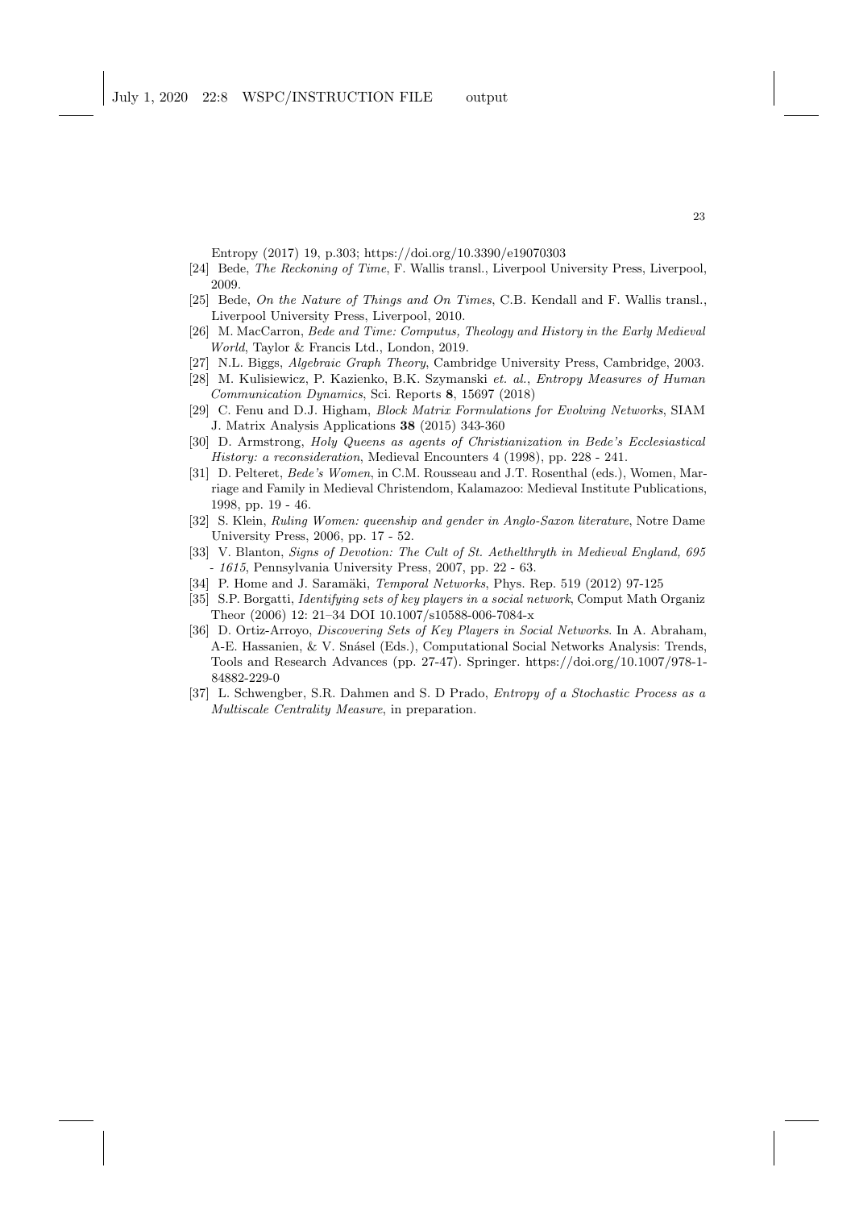Entropy (2017) 19, p.303; https://doi.org/10.3390/e19070303

[24] Bede, *The Reckoning of Time*, F. Wallis transl., Liverpool University Press, Liverpool, 2009.

[25] Bede, *On the Nature of Things and On Times*, C.B. Kendall and F. Wallis transl., Liverpool University Press, Liverpool, 2010.

[26] M. MacCarron, *Bede and Time: Computus, Theology and History in the Early Medieval World*, Taylor & Francis Ltd., London, 2019.

[27] N.L. Biggs, *Algebraic Graph Theory*, Cambridge University Press, Cambridge, 2003.

[28] M. Kulisiewicz, P. Kazienko, B.K. Szymanski *et. al.*, *Entropy Measures of Human Communication Dynamics*, Sci. Reports **8**, 15697 (2018)

[29] C. Fenu and D.J. Higham, *Block Matrix Formulations for Evolving Networks*, SIAM J. Matrix Analysis Applications **38** (2015) 343-360

[30] D. Armstrong, *Holy Queens as agents of Christianization in Bede's Ecclesiastical History: a reconsideration*, Medieval Encounters 4 (1998), pp. 228 - 241.

[31] D. Pelteret, *Bede's Women*, in C.M. Rousseau and J.T. Rosenthal (eds.), Women, Marriage and Family in Medieval Christendom, Kalamazoo: Medieval Institute Publications, 1998, pp. 19 - 46.

[32] S. Klein, *Ruling Women: queenship and gender in Anglo-Saxon literature*, Notre Dame University Press, 2006, pp. 17 - 52.

[33] V. Blanton, *Signs of Devotion: The Cult of St. Aethelthryth in Medieval England, 695 - 1615*, Pennsylvania University Press, 2007, pp. 22 - 63.

[34] P. Home and J. Saramäki, *Temporal Networks*, Phys. Rep. 519 (2012) 97-125

[35] S.P. Borgatti, *Identifying sets of key players in a social network*, Comput Math Organiz Theor (2006) 12: 21–34 DOI 10.1007/s10588-006-7084-x

[36] D. Ortiz-Arroyo, *Discovering Sets of Key Players in Social Networks*. In A. Abraham, A-E. Hassanien, & V. Snásel (Eds.), Computational Social Networks Analysis: Trends, Tools and Research Advances (pp. 27-47). Springer. https://doi.org/10.1007/978-1-84882-229-0

[37] L. Schwengber, S.R. Dahmen and S. D Prado, *Entropy of a Stochastic Process as a Multiscale Centrality Measure*, in preparation.